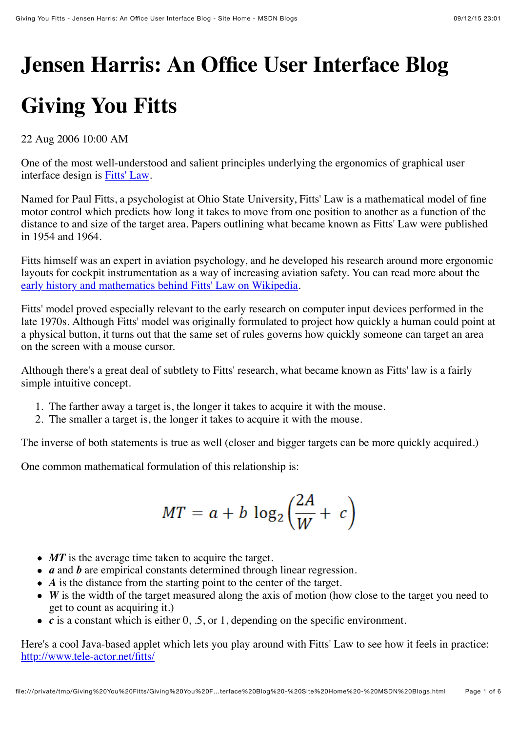# Jensen Harris: An Office User Interface Blog

# Giving You Fitts

22 Aug 2006 10:00 AM

One of the most well-understood and salient principles underlying the ergonomics of graphical user interface design is [Fitts' Law](#).

Named for Paul Fitts, a psychologist at Ohio State University, Fitts' Law is a mathematical model of fine motor control which predicts how long it takes to move from one position to another as a function of the distance to and size of the target area. Papers outlining what became known as Fitts' Law were published in 1954 and 1964.

Fitts himself was an expert in aviation psychology, and he developed his research around more ergonomic layouts for cockpit instrumentation as a way of increasing aviation safety. You can read more about the [early history and mathematics behind Fitts' Law on Wikipedia](#).

Fitts' model proved especially relevant to the early research on computer input devices performed in the late 1970s. Although Fitts' model was originally formulated to project how quickly a human could point at a physical button, it turns out that the same set of rules governs how quickly someone can target an area on the screen with a mouse cursor.

Although there's a great deal of subtlety to Fitts' research, what became known as Fitts' law is a fairly simple intuitive concept.

1. The farther away a target is, the longer it takes to acquire it with the mouse.
2. The smaller a target is, the longer it takes to acquire it with the mouse.

The inverse of both statements is true as well (closer and bigger targets can be more quickly acquired.)

One common mathematical formulation of this relationship is:

$$MT = a + b \log_2\left(\frac{2A}{W} + c\right)$$

- ***MT*** is the average time taken to acquire the target.
- ***a*** and ***b*** are empirical constants determined through linear regression.
- ***A*** is the distance from the starting point to the center of the target.
- ***W*** is the width of the target measured along the axis of motion (how close to the target you need to get to count as acquiring it.)
- ***c*** is a constant which is either 0, .5, or 1, depending on the specific environment.

Here's a cool Java-based applet which lets you play around with Fitts' Law to see how it feels in practice: [http://www.tele-actor.net/fitts/](http://www.tele-actor.net/fitts/)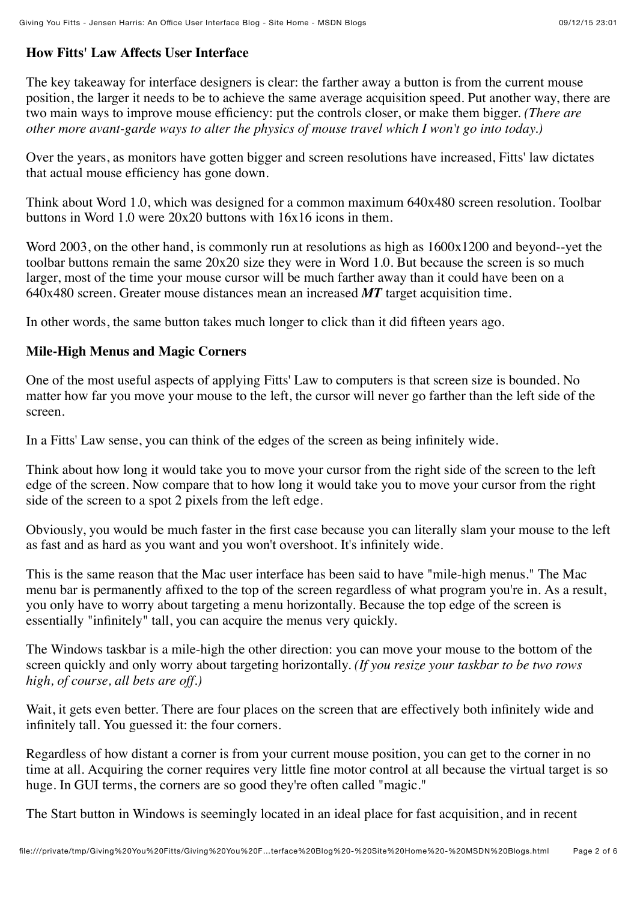**How Fitts' Law Affects User Interface**

The key takeaway for interface designers is clear: the farther away a button is from the current mouse position, the larger it needs to be to achieve the same average acquisition speed. Put another way, there are two main ways to improve mouse efficiency: put the controls closer, or make them bigger. *(There are other more avant-garde ways to alter the physics of mouse travel which I won't go into today.)*

Over the years, as monitors have gotten bigger and screen resolutions have increased, Fitts' law dictates that actual mouse efficiency has gone down.

Think about Word 1.0, which was designed for a common maximum 640x480 screen resolution. Toolbar buttons in Word 1.0 were 20x20 buttons with 16x16 icons in them.

Word 2003, on the other hand, is commonly run at resolutions as high as 1600x1200 and beyond--yet the toolbar buttons remain the same 20x20 size they were in Word 1.0. But because the screen is so much larger, most of the time your mouse cursor will be much farther away than it could have been on a 640x480 screen. Greater mouse distances mean an increased ***MT*** target acquisition time.

In other words, the same button takes much longer to click than it did fifteen years ago.

**Mile-High Menus and Magic Corners**

One of the most useful aspects of applying Fitts' Law to computers is that screen size is bounded. No matter how far you move your mouse to the left, the cursor will never go farther than the left side of the screen.

In a Fitts' Law sense, you can think of the edges of the screen as being infinitely wide.

Think about how long it would take you to move your cursor from the right side of the screen to the left edge of the screen. Now compare that to how long it would take you to move your cursor from the right side of the screen to a spot 2 pixels from the left edge.

Obviously, you would be much faster in the first case because you can literally slam your mouse to the left as fast and as hard as you want and you won't overshoot. It's infinitely wide.

This is the same reason that the Mac user interface has been said to have "mile-high menus." The Mac menu bar is permanently affixed to the top of the screen regardless of what program you're in. As a result, you only have to worry about targeting a menu horizontally. Because the top edge of the screen is essentially "infinitely" tall, you can acquire the menus very quickly.

The Windows taskbar is a mile-high the other direction: you can move your mouse to the bottom of the screen quickly and only worry about targeting horizontally. *(If you resize your taskbar to be two rows high, of course, all bets are off.)*

Wait, it gets even better. There are four places on the screen that are effectively both infinitely wide and infinitely tall. You guessed it: the four corners.

Regardless of how distant a corner is from your current mouse position, you can get to the corner in no time at all. Acquiring the corner requires very little fine motor control at all because the virtual target is so huge. In GUI terms, the corners are so good they're often called "magic."

The Start button in Windows is seemingly located in an ideal place for fast acquisition, and in recent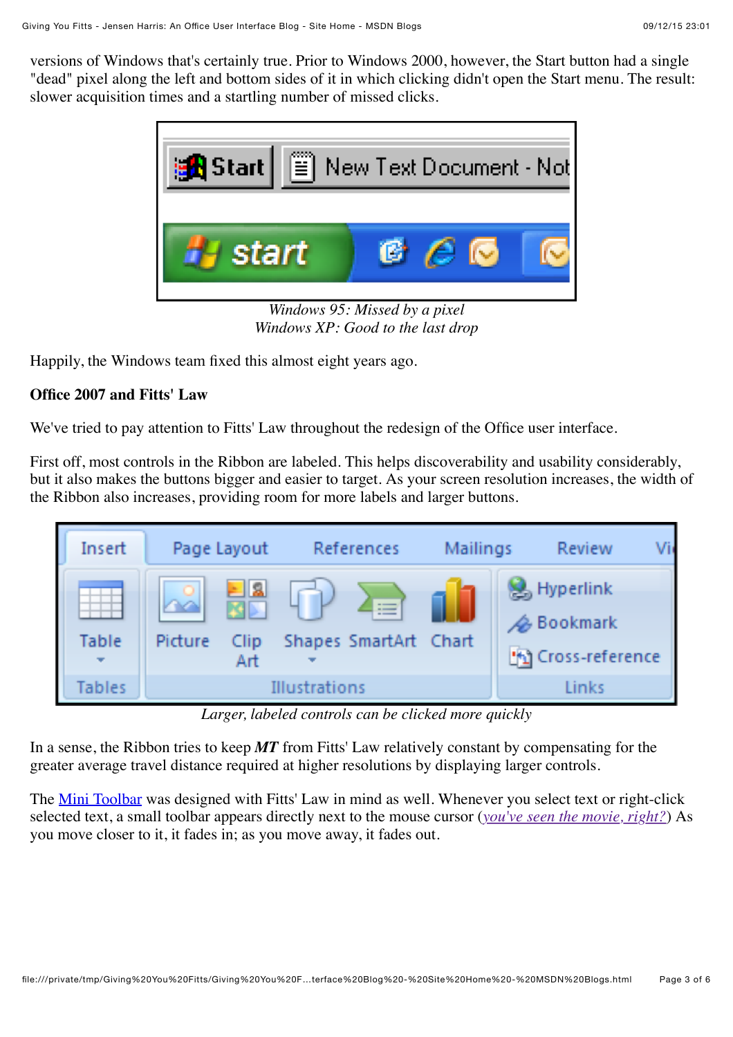versions of Windows that's certainly true. Prior to Windows 2000, however, the Start button had a single "dead" pixel along the left and bottom sides of it in which clicking didn't open the Start menu. The result: slower acquisition times and a startling number of missed clicks.

*Windows 95: Missed by a pixel*
*Windows XP: Good to the last drop*

Happily, the Windows team fixed this almost eight years ago.

**Office 2007 and Fitts' Law**

We've tried to pay attention to Fitts' Law throughout the redesign of the Office user interface.

First off, most controls in the Ribbon are labeled. This helps discoverability and usability considerably, but it also makes the buttons bigger and easier to target. As your screen resolution increases, the width of the Ribbon also increases, providing room for more labels and larger buttons.

*Larger, labeled controls can be clicked more quickly*

In a sense, the Ribbon tries to keep ***MT*** from Fitts' Law relatively constant by compensating for the greater average travel distance required at higher resolutions by displaying larger controls.

The Mini Toolbar was designed with Fitts' Law in mind as well. Whenever you select text or right-click selected text, a small toolbar appears directly next to the mouse cursor (*you've seen the movie, right?*) As you move closer to it, it fades in; as you move away, it fades out.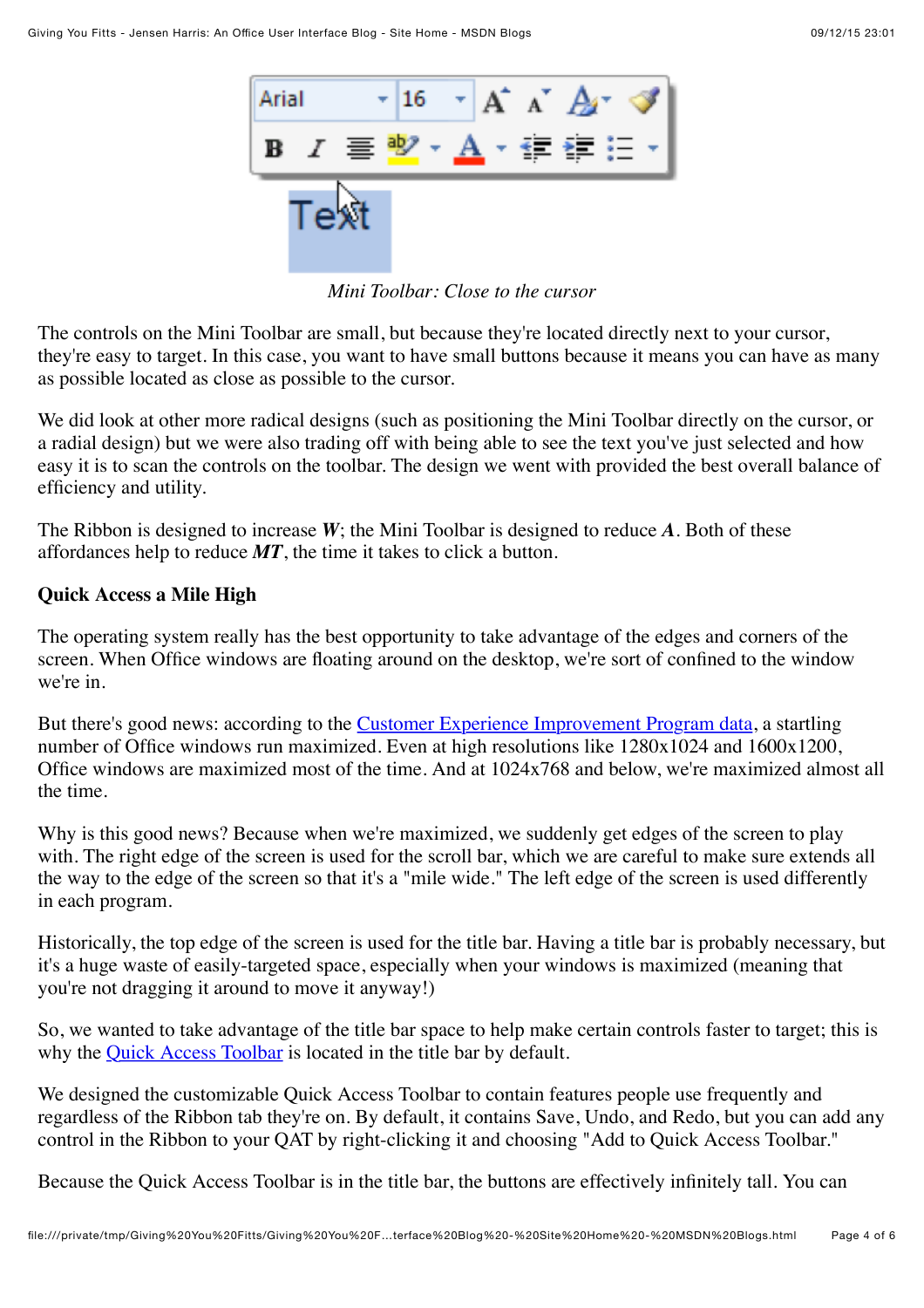*Mini Toolbar: Close to the cursor*

The controls on the Mini Toolbar are small, but because they're located directly next to your cursor, they're easy to target. In this case, you want to have small buttons because it means you can have as many as possible located as close as possible to the cursor.

We did look at other more radical designs (such as positioning the Mini Toolbar directly on the cursor, or a radial design) but we were also trading off with being able to see the text you've just selected and how easy it is to scan the controls on the toolbar. The design we went with provided the best overall balance of efficiency and utility.

The Ribbon is designed to increase ***W***; the Mini Toolbar is designed to reduce ***A***. Both of these affordances help to reduce ***MT***, the time it takes to click a button.

**Quick Access a Mile High**

The operating system really has the best opportunity to take advantage of the edges and corners of the screen. When Office windows are floating around on the desktop, we're sort of confined to the window we're in.

But there's good news: according to the Customer Experience Improvement Program data, a startling number of Office windows run maximized. Even at high resolutions like 1280x1024 and 1600x1200, Office windows are maximized most of the time. And at 1024x768 and below, we're maximized almost all the time.

Why is this good news? Because when we're maximized, we suddenly get edges of the screen to play with. The right edge of the screen is used for the scroll bar, which we are careful to make sure extends all the way to the edge of the screen so that it's a "mile wide." The left edge of the screen is used differently in each program.

Historically, the top edge of the screen is used for the title bar. Having a title bar is probably necessary, but it's a huge waste of easily-targeted space, especially when your windows is maximized (meaning that you're not dragging it around to move it anyway!)

So, we wanted to take advantage of the title bar space to help make certain controls faster to target; this is why the Quick Access Toolbar is located in the title bar by default.

We designed the customizable Quick Access Toolbar to contain features people use frequently and regardless of the Ribbon tab they're on. By default, it contains Save, Undo, and Redo, but you can add any control in the Ribbon to your QAT by right-clicking it and choosing "Add to Quick Access Toolbar."

Because the Quick Access Toolbar is in the title bar, the buttons are effectively infinitely tall. You can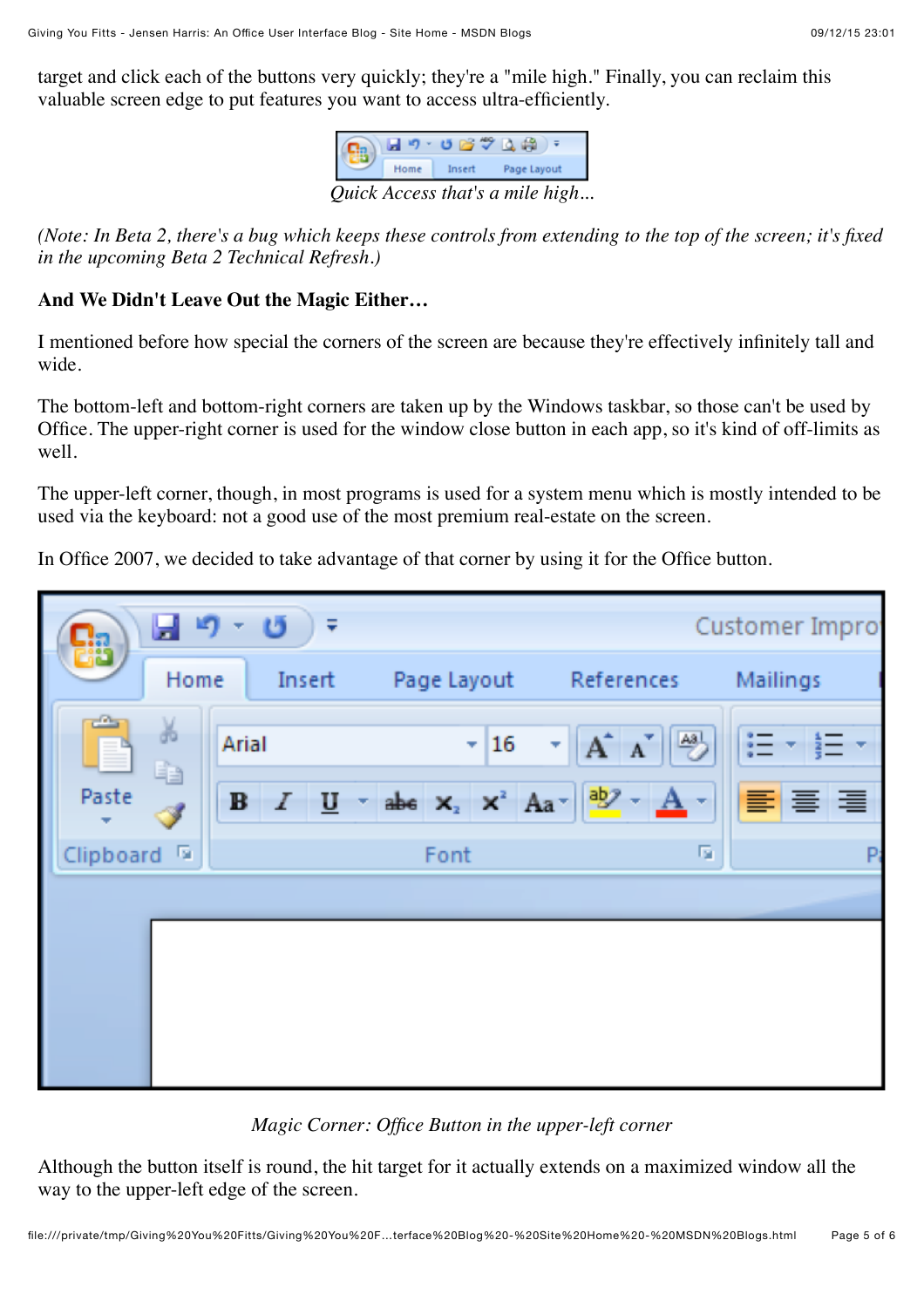target and click each of the buttons very quickly; they're a "mile high." Finally, you can reclaim this valuable screen edge to put features you want to access ultra-efficiently.

*Quick Access that's a mile high…*

*(Note: In Beta 2, there's a bug which keeps these controls from extending to the top of the screen; it's fixed in the upcoming Beta 2 Technical Refresh.)*

**And We Didn't Leave Out the Magic Either…**

I mentioned before how special the corners of the screen are because they're effectively infinitely tall and wide.

The bottom-left and bottom-right corners are taken up by the Windows taskbar, so those can't be used by Office. The upper-right corner is used for the window close button in each app, so it's kind of off-limits as well.

The upper-left corner, though, in most programs is used for a system menu which is mostly intended to be used via the keyboard: not a good use of the most premium real-estate on the screen.

In Office 2007, we decided to take advantage of that corner by using it for the Office button.

*Magic Corner: Office Button in the upper-left corner*

Although the button itself is round, the hit target for it actually extends on a maximized window all the way to the upper-left edge of the screen.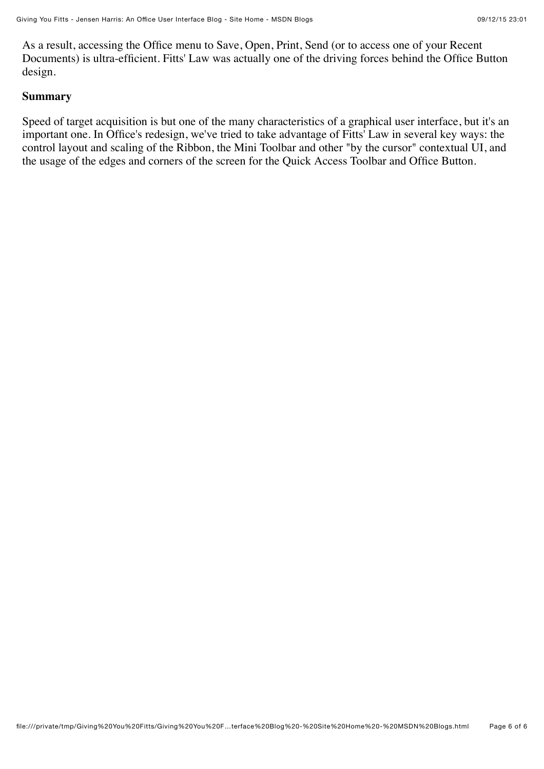As a result, accessing the Office menu to Save, Open, Print, Send (or to access one of your Recent Documents) is ultra-efficient. Fitts' Law was actually one of the driving forces behind the Office Button design.

**Summary**

Speed of target acquisition is but one of the many characteristics of a graphical user interface, but it's an important one. In Office's redesign, we've tried to take advantage of Fitts' Law in several key ways: the control layout and scaling of the Ribbon, the Mini Toolbar and other "by the cursor" contextual UI, and the usage of the edges and corners of the screen for the Quick Access Toolbar and Office Button.